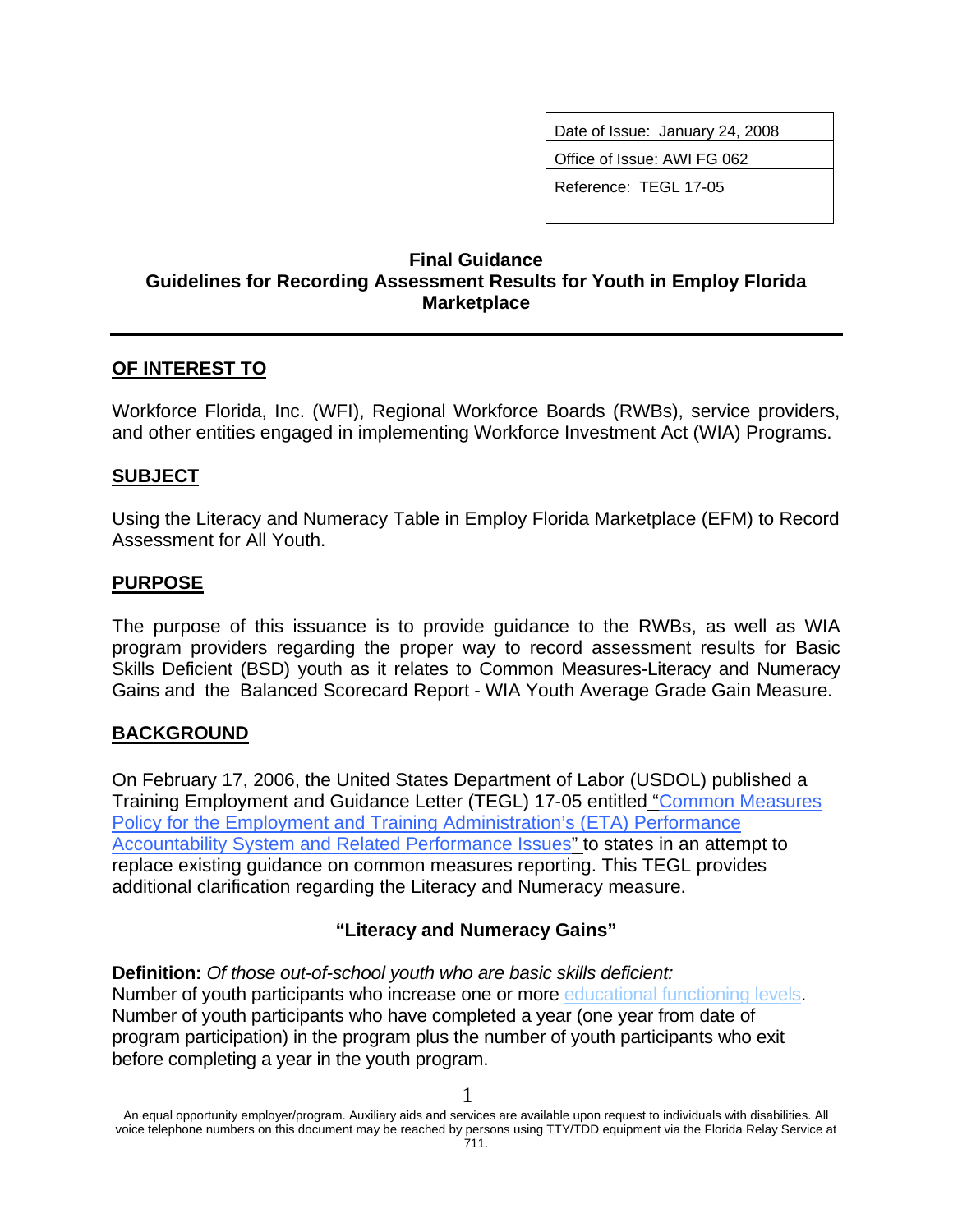| Date of Issue: January 24, 2008 |
| --- |
| Office of Issue: AWI FG 062 |
| Reference: TEGL 17-05 |

# Final Guidance
# Guidelines for Recording Assessment Results for Youth in Employ Florida Marketplace

## OF INTEREST TO

Workforce Florida, Inc. (WFI), Regional Workforce Boards (RWBs), service providers, and other entities engaged in implementing Workforce Investment Act (WIA) Programs.

## SUBJECT

Using the Literacy and Numeracy Table in Employ Florida Marketplace (EFM) to Record Assessment for All Youth.

## PURPOSE

The purpose of this issuance is to provide guidance to the RWBs, as well as WIA program providers regarding the proper way to record assessment results for Basic Skills Deficient (BSD) youth as it relates to Common Measures-Literacy and Numeracy Gains and the Balanced Scorecard Report - WIA Youth Average Grade Gain Measure.

## BACKGROUND

On February 17, 2006, the United States Department of Labor (USDOL) published a Training Employment and Guidance Letter (TEGL) 17-05 entitled "Common Measures Policy for the Employment and Training Administration's (ETA) Performance Accountability System and Related Performance Issues" to states in an attempt to replace existing guidance on common measures reporting. This TEGL provides additional clarification regarding the Literacy and Numeracy measure.

### "Literacy and Numeracy Gains"

**Definition:** *Of those out-of-school youth who are basic skills deficient:*
Number of youth participants who increase one or more educational functioning levels.
Number of youth participants who have completed a year (one year from date of program participation) in the program plus the number of youth participants who exit before completing a year in the youth program.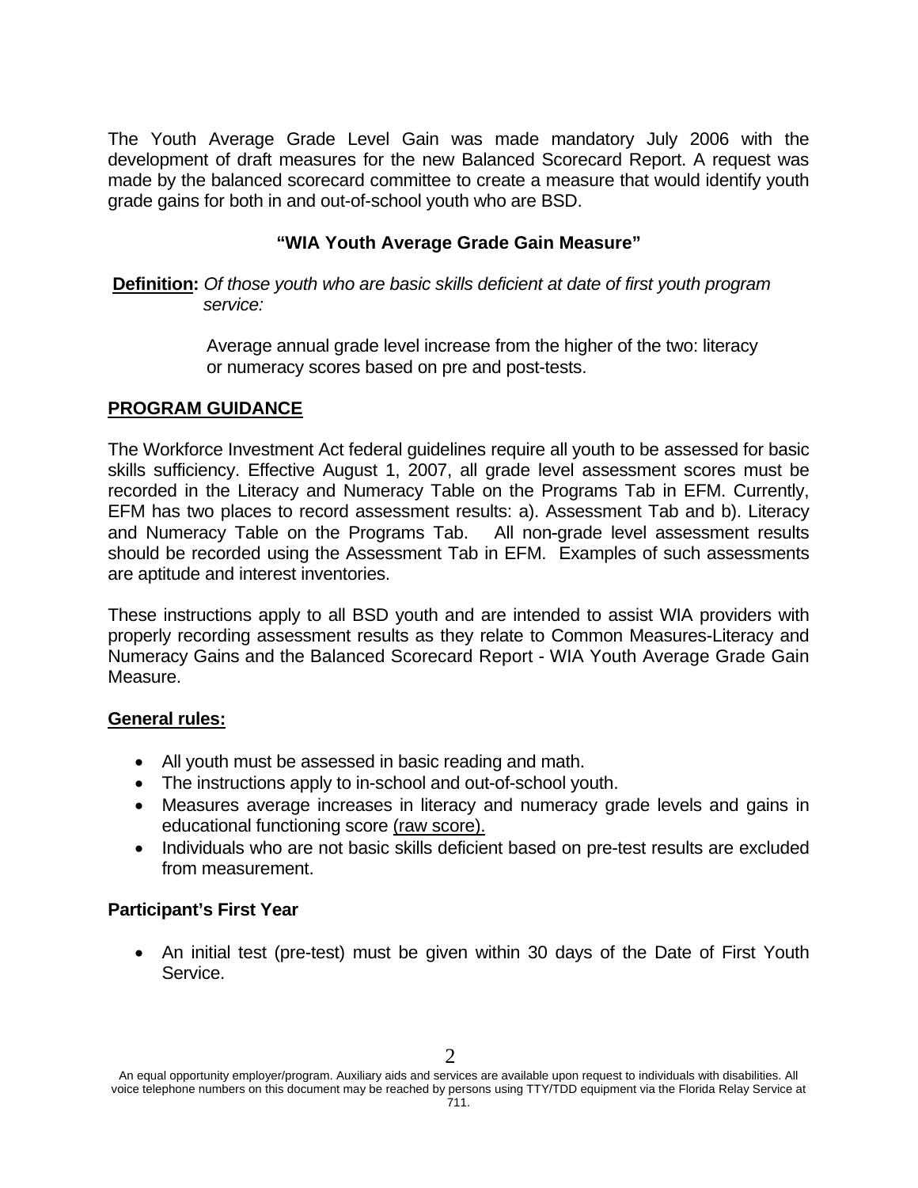The Youth Average Grade Level Gain was made mandatory July 2006 with the development of draft measures for the new Balanced Scorecard Report. A request was made by the balanced scorecard committee to create a measure that would identify youth grade gains for both in and out-of-school youth who are BSD.

### "WIA Youth Average Grade Gain Measure"

**Definition:** *Of those youth who are basic skills deficient at date of first youth program service:*

Average annual grade level increase from the higher of the two: literacy or numeracy scores based on pre and post-tests.

## PROGRAM GUIDANCE

The Workforce Investment Act federal guidelines require all youth to be assessed for basic skills sufficiency. Effective August 1, 2007, all grade level assessment scores must be recorded in the Literacy and Numeracy Table on the Programs Tab in EFM. Currently, EFM has two places to record assessment results: a). Assessment Tab and b). Literacy and Numeracy Table on the Programs Tab. All non-grade level assessment results should be recorded using the Assessment Tab in EFM. Examples of such assessments are aptitude and interest inventories.

These instructions apply to all BSD youth and are intended to assist WIA providers with properly recording assessment results as they relate to Common Measures-Literacy and Numeracy Gains and the Balanced Scorecard Report - WIA Youth Average Grade Gain Measure.

### General rules:

- All youth must be assessed in basic reading and math.
- The instructions apply to in-school and out-of-school youth.
- Measures average increases in literacy and numeracy grade levels and gains in educational functioning score (raw score).
- Individuals who are not basic skills deficient based on pre-test results are excluded from measurement.

### Participant's First Year

- An initial test (pre-test) must be given within 30 days of the Date of First Youth Service.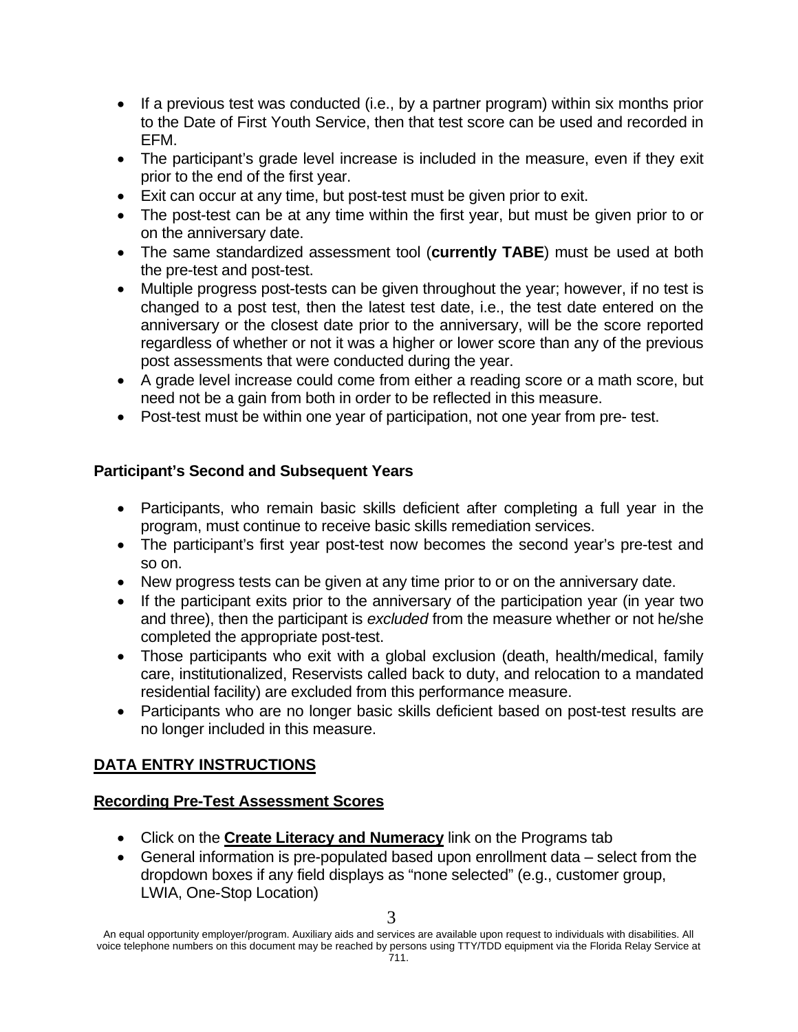- If a previous test was conducted (i.e., by a partner program) within six months prior to the Date of First Youth Service, then that test score can be used and recorded in EFM.
- The participant's grade level increase is included in the measure, even if they exit prior to the end of the first year.
- Exit can occur at any time, but post-test must be given prior to exit.
- The post-test can be at any time within the first year, but must be given prior to or on the anniversary date.
- The same standardized assessment tool (**currently TABE**) must be used at both the pre-test and post-test.
- Multiple progress post-tests can be given throughout the year; however, if no test is changed to a post test, then the latest test date, i.e., the test date entered on the anniversary or the closest date prior to the anniversary, will be the score reported regardless of whether or not it was a higher or lower score than any of the previous post assessments that were conducted during the year.
- A grade level increase could come from either a reading score or a math score, but need not be a gain from both in order to be reflected in this measure.
- Post-test must be within one year of participation, not one year from pre- test.

**Participant's Second and Subsequent Years**

- Participants, who remain basic skills deficient after completing a full year in the program, must continue to receive basic skills remediation services.
- The participant's first year post-test now becomes the second year's pre-test and so on.
- New progress tests can be given at any time prior to or on the anniversary date.
- If the participant exits prior to the anniversary of the participation year (in year two and three), then the participant is *excluded* from the measure whether or not he/she completed the appropriate post-test.
- Those participants who exit with a global exclusion (death, health/medical, family care, institutionalized, Reservists called back to duty, and relocation to a mandated residential facility) are excluded from this performance measure.
- Participants who are no longer basic skills deficient based on post-test results are no longer included in this measure.

## DATA ENTRY INSTRUCTIONS

### Recording Pre-Test Assessment Scores

- Click on the **Create Literacy and Numeracy** link on the Programs tab
- General information is pre-populated based upon enrollment data – select from the dropdown boxes if any field displays as "none selected" (e.g., customer group, LWIA, One-Stop Location)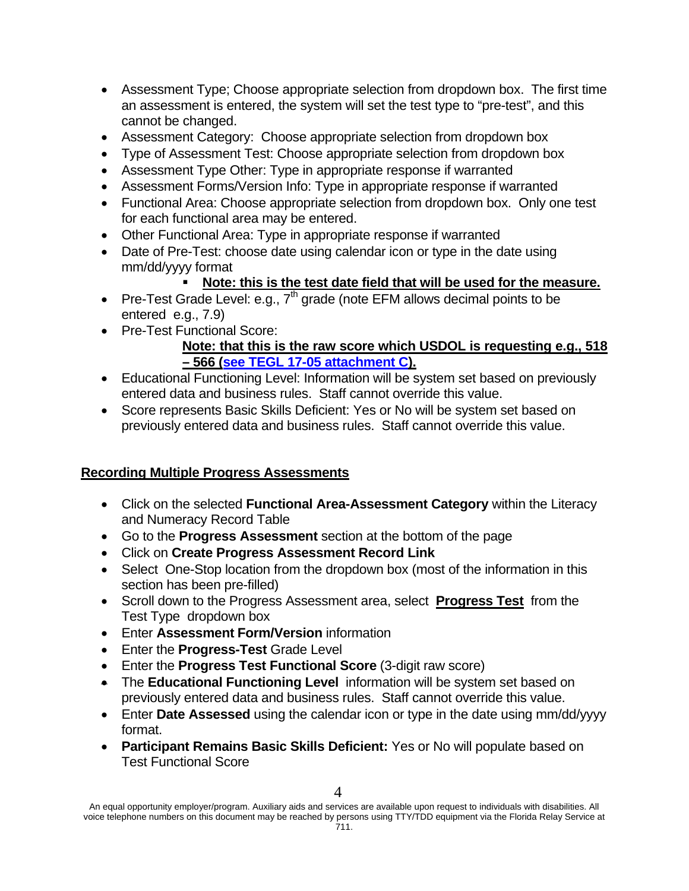- Assessment Type; Choose appropriate selection from dropdown box. The first time an assessment is entered, the system will set the test type to "pre-test", and this cannot be changed.
- Assessment Category: Choose appropriate selection from dropdown box
- Type of Assessment Test: Choose appropriate selection from dropdown box
- Assessment Type Other: Type in appropriate response if warranted
- Assessment Forms/Version Info: Type in appropriate response if warranted
- Functional Area: Choose appropriate selection from dropdown box. Only one test for each functional area may be entered.
- Other Functional Area: Type in appropriate response if warranted
- Date of Pre-Test: choose date using calendar icon or type in the date using mm/dd/yyyy format
    - **Note: this is the test date field that will be used for the measure.**
- Pre-Test Grade Level: e.g., 7th grade (note EFM allows decimal points to be entered e.g., 7.9)
- Pre-Test Functional Score:

  **Note: that this is the raw score which USDOL is requesting e.g., 518 – 566 (see TEGL 17-05 attachment C).**
- Educational Functioning Level: Information will be system set based on previously entered data and business rules. Staff cannot override this value.
- Score represents Basic Skills Deficient: Yes or No will be system set based on previously entered data and business rules. Staff cannot override this value.

## Recording Multiple Progress Assessments

- Click on the selected **Functional Area-Assessment Category** within the Literacy and Numeracy Record Table
- Go to the **Progress Assessment** section at the bottom of the page
- Click on **Create Progress Assessment Record Link**
- Select One-Stop location from the dropdown box (most of the information in this section has been pre-filled)
- Scroll down to the Progress Assessment area, select **Progress Test** from the Test Type dropdown box
- Enter **Assessment Form/Version** information
- Enter the **Progress-Test** Grade Level
- Enter the **Progress Test Functional Score** (3-digit raw score)
- The **Educational Functioning Level** information will be system set based on previously entered data and business rules. Staff cannot override this value.
- Enter **Date Assessed** using the calendar icon or type in the date using mm/dd/yyyy format.
- **Participant Remains Basic Skills Deficient:** Yes or No will populate based on Test Functional Score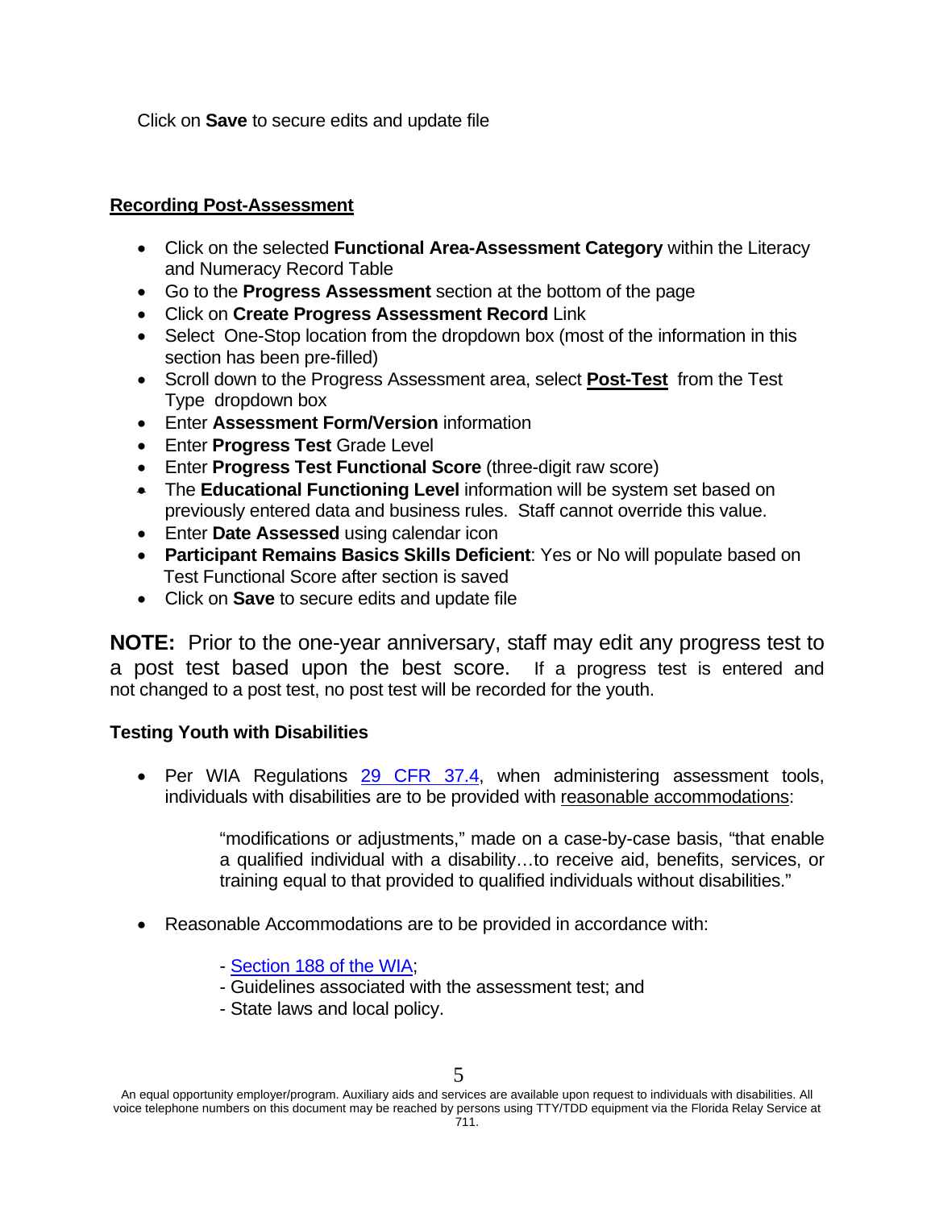Click on **Save** to secure edits and update file

**Recording Post-Assessment**

- Click on the selected **Functional Area-Assessment Category** within the Literacy and Numeracy Record Table
- Go to the **Progress Assessment** section at the bottom of the page
- Click on **Create Progress Assessment Record** Link
- Select One-Stop location from the dropdown box (most of the information in this section has been pre-filled)
- Scroll down to the Progress Assessment area, select **Post-Test** from the Test Type dropdown box
- Enter **Assessment Form/Version** information
- Enter **Progress Test** Grade Level
- Enter **Progress Test Functional Score** (three-digit raw score)
- The **Educational Functioning Level** information will be system set based on previously entered data and business rules. Staff cannot override this value.
- Enter **Date Assessed** using calendar icon
- **Participant Remains Basics Skills Deficient**: Yes or No will populate based on Test Functional Score after section is saved
- Click on **Save** to secure edits and update file

**NOTE:** Prior to the one-year anniversary, staff may edit any progress test to a post test based upon the best score. If a progress test is entered and not changed to a post test, no post test will be recorded for the youth.

**Testing Youth with Disabilities**

- Per WIA Regulations 29 CFR 37.4, when administering assessment tools, individuals with disabilities are to be provided with reasonable accommodations:

  > "modifications or adjustments," made on a case-by-case basis, "that enable a qualified individual with a disability…to receive aid, benefits, services, or training equal to that provided to qualified individuals without disabilities."

- Reasonable Accommodations are to be provided in accordance with:

  - Section 188 of the WIA;
  - Guidelines associated with the assessment test; and
  - State laws and local policy.

An equal opportunity employer/program. Auxiliary aids and services are available upon request to individuals with disabilities. All voice telephone numbers on this document may be reached by persons using TTY/TDD equipment via the Florida Relay Service at 711.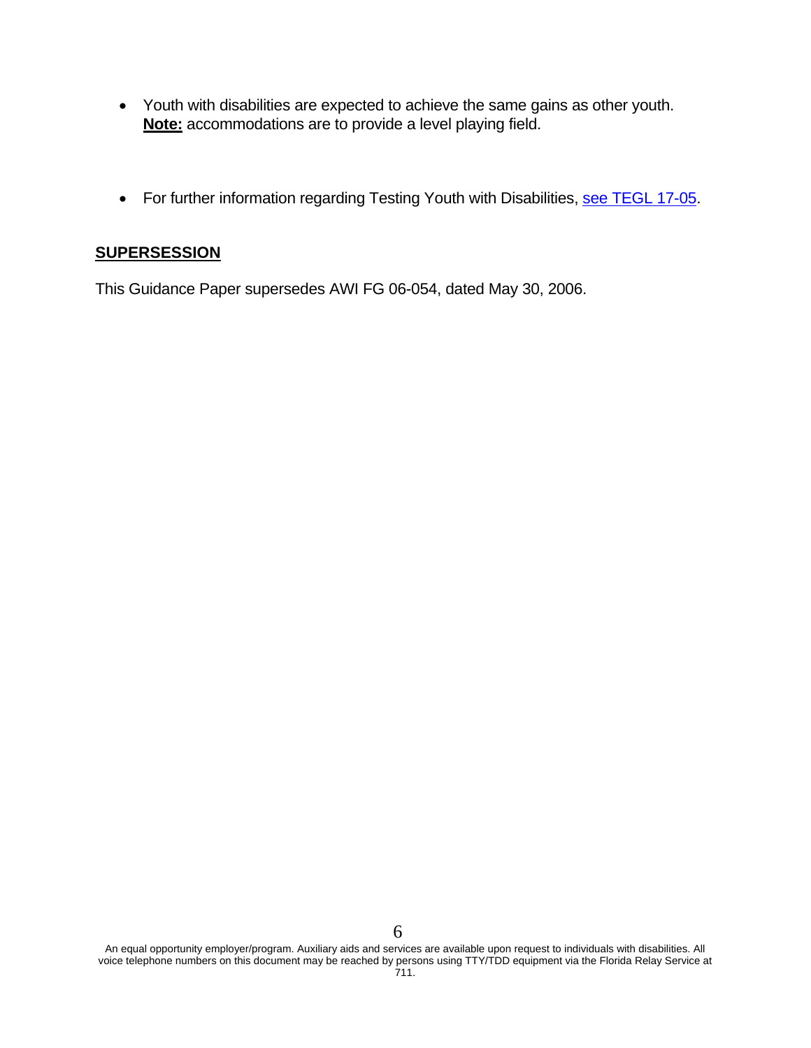- Youth with disabilities are expected to achieve the same gains as other youth. **Note:** accommodations are to provide a level playing field.

- For further information regarding Testing Youth with Disabilities, see TEGL 17-05.

## SUPERSESSION

This Guidance Paper supersedes AWI FG 06-054, dated May 30, 2006.

An equal opportunity employer/program. Auxiliary aids and services are available upon request to individuals with disabilities. All voice telephone numbers on this document may be reached by persons using TTY/TDD equipment via the Florida Relay Service at 711.